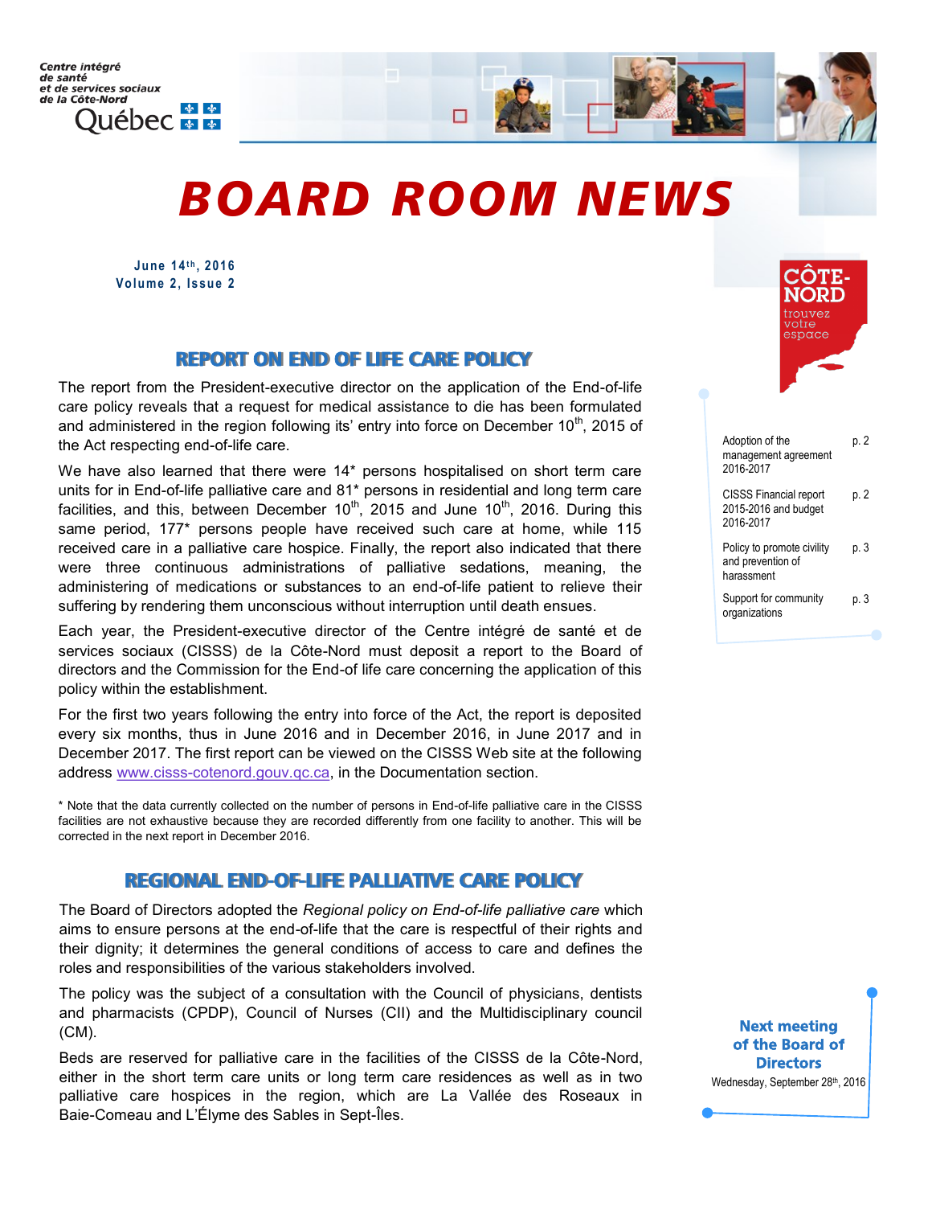Centre intégré de santé et de services sociaux de la Côte-Nord

Québec

# BOARD ROOM NEWS

June 14th, 2016
Volume 2, Issue 2

CÔTE-NORD trouvez votre espace

| | |
|---|---|
| Adoption of the management agreement 2016-2017 | p. 2 |
| CISSS Financial report 2015-2016 and budget 2016-2017 | p. 2 |
| Policy to promote civility and prevention of harassment | p. 3 |
| Support for community organizations | p. 3 |

## REPORT ON END OF LIFE CARE POLICY

The report from the President-executive director on the application of the End-of-life care policy reveals that a request for medical assistance to die has been formulated and administered in the region following its' entry into force on December 10th, 2015 of the Act respecting end-of-life care.

We have also learned that there were 14* persons hospitalised on short term care units for in End-of-life palliative care and 81* persons in residential and long term care facilities, and this, between December 10th, 2015 and June 10th, 2016. During this same period, 177* persons people have received such care at home, while 115 received care in a palliative care hospice. Finally, the report also indicated that there were three continuous administrations of palliative sedations, meaning, the administering of medications or substances to an end-of-life patient to relieve their suffering by rendering them unconscious without interruption until death ensues.

Each year, the President-executive director of the Centre intégré de santé et de services sociaux (CISSS) de la Côte-Nord must deposit a report to the Board of directors and the Commission for the End-of life care concerning the application of this policy within the establishment.

For the first two years following the entry into force of the Act, the report is deposited every six months, thus in June 2016 and in December 2016, in June 2017 and in December 2017. The first report can be viewed on the CISSS Web site at the following address www.cisss-cotenord.gouv.qc.ca, in the Documentation section.

\* Note that the data currently collected on the number of persons in End-of-life palliative care in the CISSS facilities are not exhaustive because they are recorded differently from one facility to another. This will be corrected in the next report in December 2016.

## REGIONAL END-OF-LIFE PALLIATIVE CARE POLICY

The Board of Directors adopted the *Regional policy on End-of-life palliative care* which aims to ensure persons at the end-of-life that the care is respectful of their rights and their dignity; it determines the general conditions of access to care and defines the roles and responsibilities of the various stakeholders involved.

The policy was the subject of a consultation with the Council of physicians, dentists and pharmacists (CPDP), Council of Nurses (CII) and the Multidisciplinary council (CM).

Beds are reserved for palliative care in the facilities of the CISSS de la Côte-Nord, either in the short term care units or long term care residences as well as in two palliative care hospices in the region, which are La Vallée des Roseaux in Baie-Comeau and L'Élyme des Sables in Sept-Îles.

**Next meeting of the Board of Directors**
Wednesday, September 28th, 2016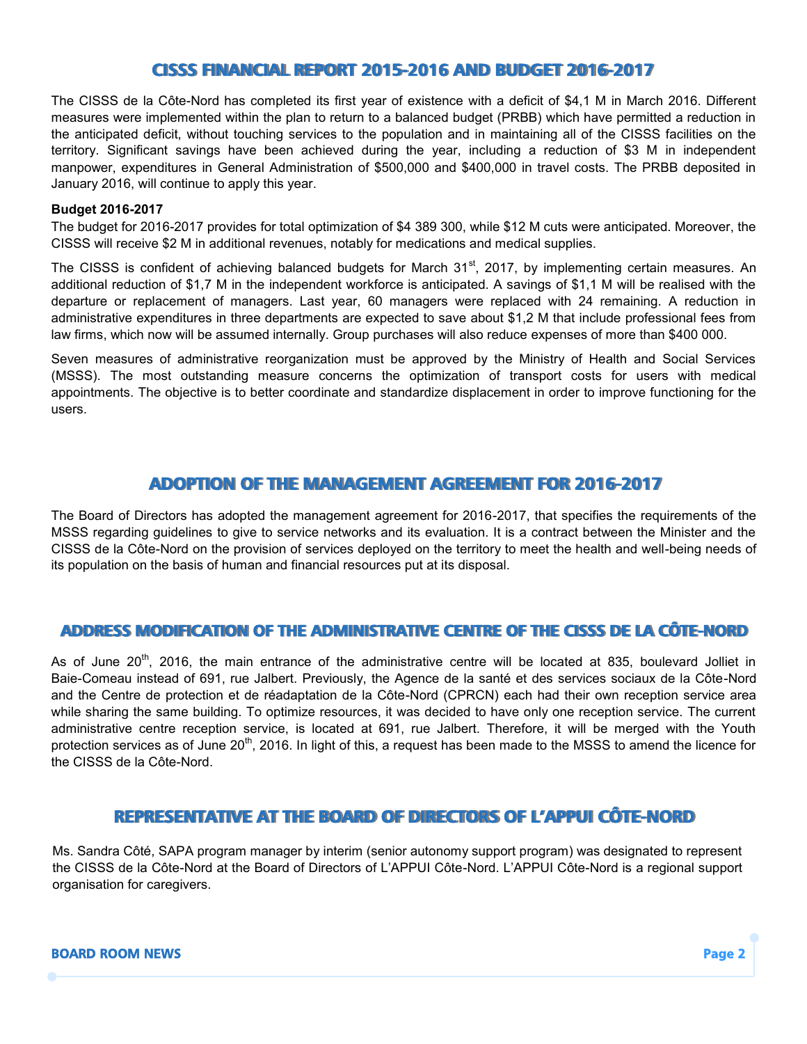## CISSS FINANCIAL REPORT 2015-2016 AND BUDGET 2016-2017

The CISSS de la Côte-Nord has completed its first year of existence with a deficit of $4,1 M in March 2016. Different measures were implemented within the plan to return to a balanced budget (PRBB) which have permitted a reduction in the anticipated deficit, without touching services to the population and in maintaining all of the CISSS facilities on the territory. Significant savings have been achieved during the year, including a reduction of $3 M in independent manpower, expenditures in General Administration of $500,000 and $400,000 in travel costs. The PRBB deposited in January 2016, will continue to apply this year.

**Budget 2016-2017**

The budget for 2016-2017 provides for total optimization of $4 389 300, while $12 M cuts were anticipated. Moreover, the CISSS will receive $2 M in additional revenues, notably for medications and medical supplies.

The CISSS is confident of achieving balanced budgets for March 31st, 2017, by implementing certain measures. An additional reduction of $1,7 M in the independent workforce is anticipated. A savings of $1,1 M will be realised with the departure or replacement of managers. Last year, 60 managers were replaced with 24 remaining. A reduction in administrative expenditures in three departments are expected to save about $1,2 M that include professional fees from law firms, which now will be assumed internally. Group purchases will also reduce expenses of more than $400 000.

Seven measures of administrative reorganization must be approved by the Ministry of Health and Social Services (MSSS). The most outstanding measure concerns the optimization of transport costs for users with medical appointments. The objective is to better coordinate and standardize displacement in order to improve functioning for the users.

## ADOPTION OF THE MANAGEMENT AGREEMENT FOR 2016-2017

The Board of Directors has adopted the management agreement for 2016-2017, that specifies the requirements of the MSSS regarding guidelines to give to service networks and its evaluation. It is a contract between the Minister and the CISSS de la Côte-Nord on the provision of services deployed on the territory to meet the health and well-being needs of its population on the basis of human and financial resources put at its disposal.

## ADDRESS MODIFICATION OF THE ADMINISTRATIVE CENTRE OF THE CISSS DE LA CÔTE-NORD

As of June 20th, 2016, the main entrance of the administrative centre will be located at 835, boulevard Jolliet in Baie-Comeau instead of 691, rue Jalbert. Previously, the Agence de la santé et des services sociaux de la Côte-Nord and the Centre de protection et de réadaptation de la Côte-Nord (CPRCN) each had their own reception service area while sharing the same building. To optimize resources, it was decided to have only one reception service. The current administrative centre reception service, is located at 691, rue Jalbert. Therefore, it will be merged with the Youth protection services as of June 20th, 2016. In light of this, a request has been made to the MSSS to amend the licence for the CISSS de la Côte-Nord.

## REPRESENTATIVE AT THE BOARD OF DIRECTORS OF L'APPUI CÔTE-NORD

Ms. Sandra Côté, SAPA program manager by interim (senior autonomy support program) was designated to represent the CISSS de la Côte-Nord at the Board of Directors of L'APPUI Côte-Nord. L'APPUI Côte-Nord is a regional support organisation for caregivers.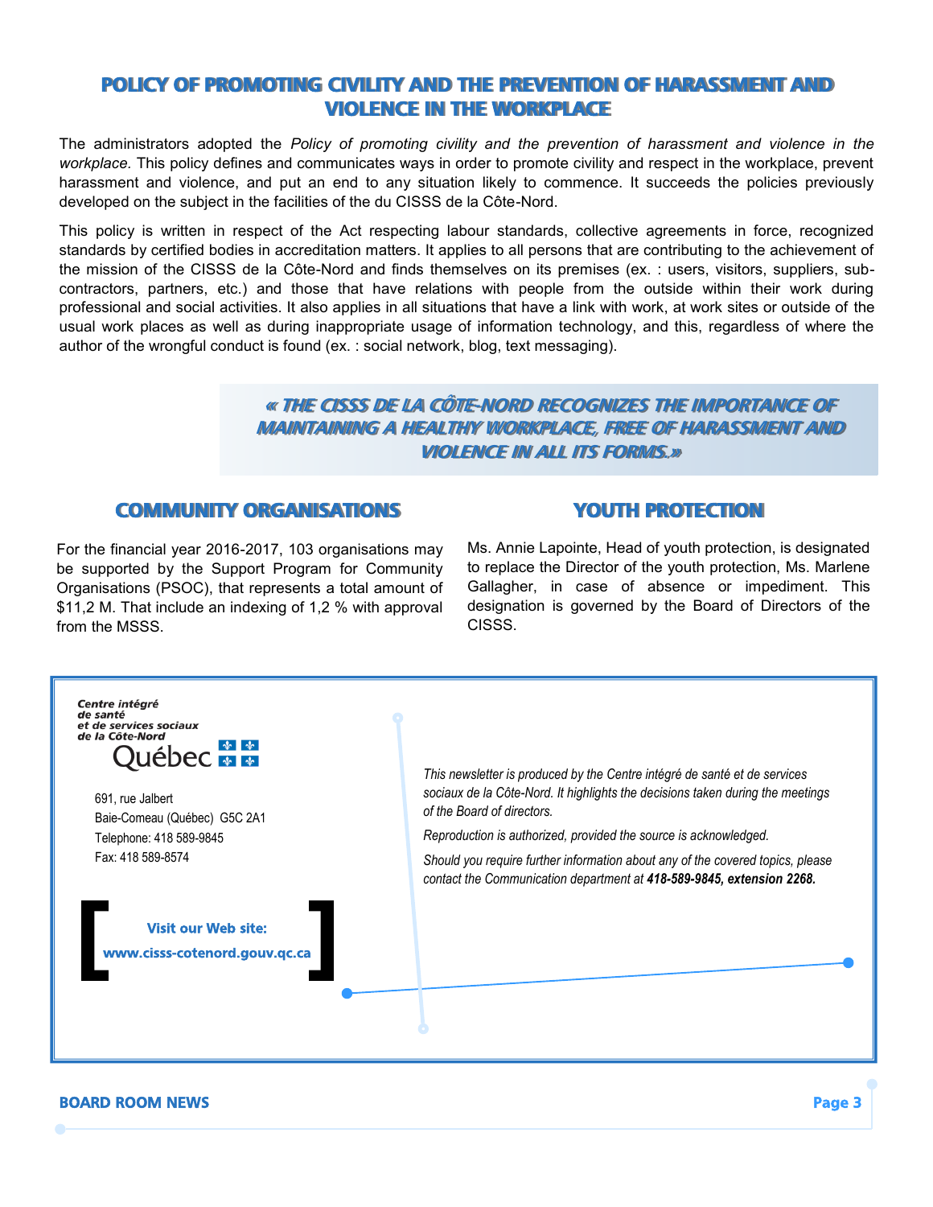## POLICY OF PROMOTING CIVILITY AND THE PREVENTION OF HARASSMENT AND VIOLENCE IN THE WORKPLACE

The administrators adopted the *Policy of promoting civility and the prevention of harassment and violence in the workplace.* This policy defines and communicates ways in order to promote civility and respect in the workplace, prevent harassment and violence, and put an end to any situation likely to commence. It succeeds the policies previously developed on the subject in the facilities of the du CISSS de la Côte-Nord.

This policy is written in respect of the Act respecting labour standards, collective agreements in force, recognized standards by certified bodies in accreditation matters. It applies to all persons that are contributing to the achievement of the mission of the CISSS de la Côte-Nord and finds themselves on its premises (ex. : users, visitors, suppliers, sub-contractors, partners, etc.) and those that have relations with people from the outside within their work during professional and social activities. It also applies in all situations that have a link with work, at work sites or outside of the usual work places as well as during inappropriate usage of information technology, and this, regardless of where the author of the wrongful conduct is found (ex. : social network, blog, text messaging).

> *« THE CISSS DE LA CÔTE-NORD RECOGNIZES THE IMPORTANCE OF MAINTAINING A HEALTHY WORKPLACE, FREE OF HARASSMENT AND VIOLENCE IN ALL ITS FORMS.»*

## COMMUNITY ORGANISATIONS

For the financial year 2016-2017, 103 organisations may be supported by the Support Program for Community Organisations (PSOC), that represents a total amount of $11,2 M. That include an indexing of 1,2 % with approval from the MSSS.

## YOUTH PROTECTION

Ms. Annie Lapointe, Head of youth protection, is designated to replace the Director of the youth protection, Ms. Marlene Gallagher, in case of absence or impediment. This designation is governed by the Board of Directors of the CISSS.

Centre intégré de santé et de services sociaux de la Côte-Nord
Québec

691, rue Jalbert
Baie-Comeau (Québec) G5C 2A1
Telephone: 418 589-9845
Fax: 418 589-8574

Visit our Web site:
www.cisss-cotenord.gouv.qc.ca

*This newsletter is produced by the Centre intégré de santé et de services sociaux de la Côte-Nord. It highlights the decisions taken during the meetings of the Board of directors.*

*Reproduction is authorized, provided the source is acknowledged.*

*Should you require further information about any of the covered topics, please contact the Communication department at* ***418-589-9845, extension 2268.***